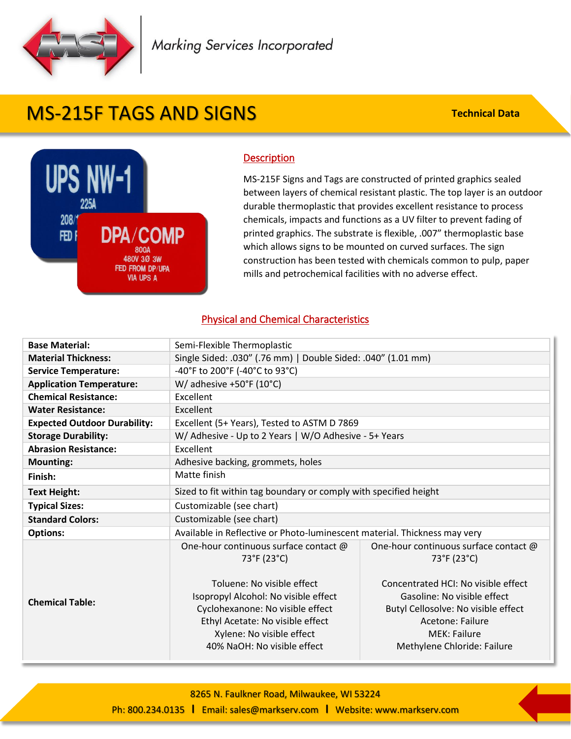Marking Services Incorporated

# MS-215F TAGS AND SIGNS

**Technical Data**

## Description

MS-215F Signs and Tags are constructed of printed graphics sealed between layers of chemical resistant plastic. The top layer is an outdoor durable thermoplastic that provides excellent resistance to process chemicals, impacts and functions as a UV filter to prevent fading of printed graphics. The substrate is flexible, .007" thermoplastic base which allows signs to be mounted on curved surfaces. The sign construction has been tested with chemicals common to pulp, paper mills and petrochemical facilities with no adverse effect.

## Physical and Chemical Characteristics

| | | |
|---|---|---|
| **Base Material:** | Semi-Flexible Thermoplastic | |
| **Material Thickness:** | Single Sided: .030" (.76 mm) \| Double Sided: .040" (1.01 mm) | |
| **Service Temperature:** | -40°F to 200°F (-40°C to 93°C) | |
| **Application Temperature:** | W/ adhesive +50°F (10°C) | |
| **Chemical Resistance:** | Excellent | |
| **Water Resistance:** | Excellent | |
| **Expected Outdoor Durability:** | Excellent (5+ Years), Tested to ASTM D 7869 | |
| **Storage Durability:** | W/ Adhesive - Up to 2 Years \| W/O Adhesive - 5+ Years | |
| **Abrasion Resistance:** | Excellent | |
| **Mounting:** | Adhesive backing, grommets, holes | |
| **Finish:** | Matte finish | |
| **Text Height:** | Sized to fit within tag boundary or comply with specified height | |
| **Typical Sizes:** | Customizable (see chart) | |
| **Standard Colors:** | Customizable (see chart) | |
| **Options:** | Available in Reflective or Photo-luminescent material. Thickness may very | |
| **Chemical Table:** | One-hour continuous surface contact @ 73°F (23°C)<br><br>Toluene: No visible effect<br>Isopropyl Alcohol: No visible effect<br>Cyclohexanone: No visible effect<br>Ethyl Acetate: No visible effect<br>Xylene: No visible effect<br>40% NaOH: No visible effect | One-hour continuous surface contact @ 73°F (23°C)<br><br>Concentrated HCl: No visible effect<br>Gasoline: No visible effect<br>Butyl Cellosolve: No visible effect<br>Acetone: Failure<br>MEK: Failure<br>Methylene Chloride: Failure |

8265 N. Faulkner Road, Milwaukee, WI 53224

Ph: 800.234.0135 | Email: sales@markserv.com | Website: www.markserv.com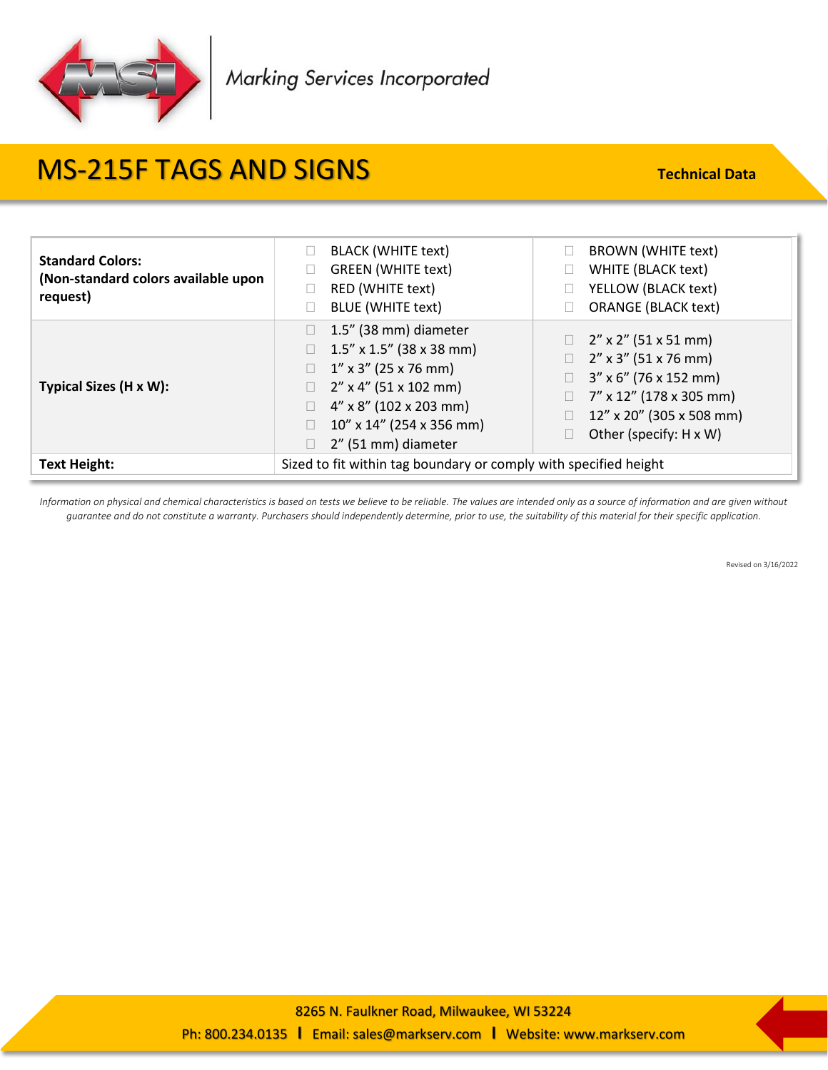Marking Services Incorporated

# MS-215F TAGS AND SIGNS

**Technical Data**

| | | |
|---|---|---|
| **Standard Colors: (Non-standard colors available upon request)** | ☐ BLACK (WHITE text)<br>☐ GREEN (WHITE text)<br>☐ RED (WHITE text)<br>☐ BLUE (WHITE text) | ☐ BROWN (WHITE text)<br>☐ WHITE (BLACK text)<br>☐ YELLOW (BLACK text)<br>☐ ORANGE (BLACK text) |
| **Typical Sizes (H x W):** | ☐ 1.5" (38 mm) diameter<br>☐ 1.5" x 1.5" (38 x 38 mm)<br>☐ 1" x 3" (25 x 76 mm)<br>☐ 2" x 4" (51 x 102 mm)<br>☐ 4" x 8" (102 x 203 mm)<br>☐ 10" x 14" (254 x 356 mm)<br>☐ 2" (51 mm) diameter | ☐ 2" x 2" (51 x 51 mm)<br>☐ 2" x 3" (51 x 76 mm)<br>☐ 3" x 6" (76 x 152 mm)<br>☐ 7" x 12" (178 x 305 mm)<br>☐ 12" x 20" (305 x 508 mm)<br>☐ Other (specify: H x W) |
| **Text Height:** | Sized to fit within tag boundary or comply with specified height | |

*Information on physical and chemical characteristics is based on tests we believe to be reliable. The values are intended only as a source of information and are given without guarantee and do not constitute a warranty. Purchasers should independently determine, prior to use, the suitability of this material for their specific application.*

Revised on 3/16/2022

8265 N. Faulkner Road, Milwaukee, WI 53224

Ph: 800.234.0135 | Email: sales@markserv.com | Website: www.markserv.com